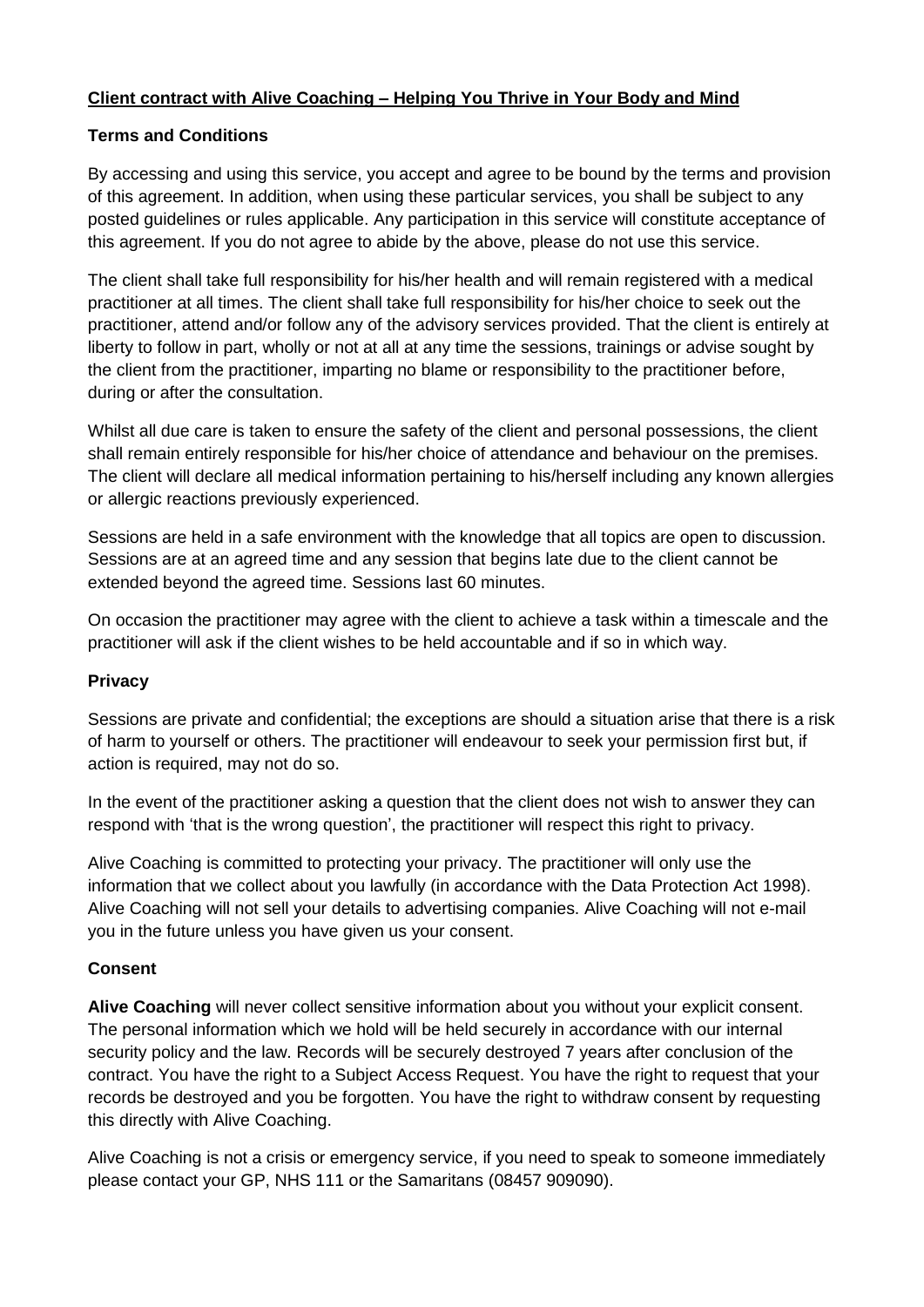**Client contract with Alive Coaching – Helping You Thrive in Your Body and Mind**

**Terms and Conditions**

By accessing and using this service, you accept and agree to be bound by the terms and provision of this agreement. In addition, when using these particular services, you shall be subject to any posted guidelines or rules applicable. Any participation in this service will constitute acceptance of this agreement. If you do not agree to abide by the above, please do not use this service.

The client shall take full responsibility for his/her health and will remain registered with a medical practitioner at all times. The client shall take full responsibility for his/her choice to seek out the practitioner, attend and/or follow any of the advisory services provided. That the client is entirely at liberty to follow in part, wholly or not at all at any time the sessions, trainings or advise sought by the client from the practitioner, imparting no blame or responsibility to the practitioner before, during or after the consultation.

Whilst all due care is taken to ensure the safety of the client and personal possessions, the client shall remain entirely responsible for his/her choice of attendance and behaviour on the premises. The client will declare all medical information pertaining to his/herself including any known allergies or allergic reactions previously experienced.

Sessions are held in a safe environment with the knowledge that all topics are open to discussion. Sessions are at an agreed time and any session that begins late due to the client cannot be extended beyond the agreed time. Sessions last 60 minutes.

On occasion the practitioner may agree with the client to achieve a task within a timescale and the practitioner will ask if the client wishes to be held accountable and if so in which way.

**Privacy**

Sessions are private and confidential; the exceptions are should a situation arise that there is a risk of harm to yourself or others. The practitioner will endeavour to seek your permission first but, if action is required, may not do so.

In the event of the practitioner asking a question that the client does not wish to answer they can respond with 'that is the wrong question', the practitioner will respect this right to privacy.

Alive Coaching is committed to protecting your privacy. The practitioner will only use the information that we collect about you lawfully (in accordance with the Data Protection Act 1998). Alive Coaching will not sell your details to advertising companies. Alive Coaching will not e-mail you in the future unless you have given us your consent.

**Consent**

**Alive Coaching** will never collect sensitive information about you without your explicit consent. The personal information which we hold will be held securely in accordance with our internal security policy and the law. Records will be securely destroyed 7 years after conclusion of the contract. You have the right to a Subject Access Request. You have the right to request that your records be destroyed and you be forgotten. You have the right to withdraw consent by requesting this directly with Alive Coaching.

Alive Coaching is not a crisis or emergency service, if you need to speak to someone immediately please contact your GP, NHS 111 or the Samaritans (08457 909090).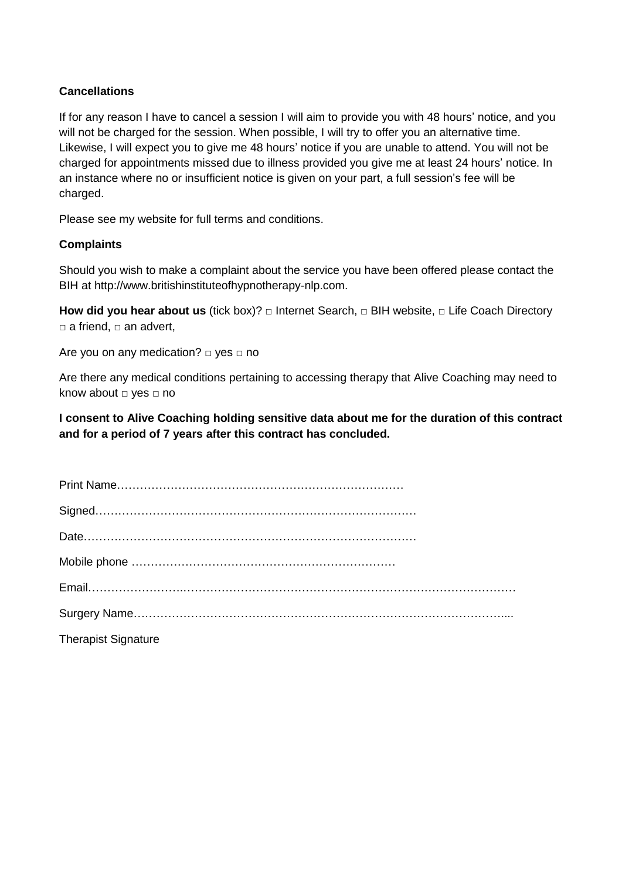**Cancellations**

If for any reason I have to cancel a session I will aim to provide you with 48 hours' notice, and you will not be charged for the session. When possible, I will try to offer you an alternative time. Likewise, I will expect you to give me 48 hours' notice if you are unable to attend. You will not be charged for appointments missed due to illness provided you give me at least 24 hours' notice. In an instance where no or insufficient notice is given on your part, a full session's fee will be charged.

Please see my website for full terms and conditions.

**Complaints**

Should you wish to make a complaint about the service you have been offered please contact the BIH at http://www.britishinstituteofhypnotherapy-nlp.com.

**How did you hear about us** (tick box)? □ Internet Search, □ BIH website, □ Life Coach Directory □ a friend, □ an advert,

Are you on any medication? □ yes □ no

Are there any medical conditions pertaining to accessing therapy that Alive Coaching may need to know about □ yes □ no

**I consent to Alive Coaching holding sensitive data about me for the duration of this contract and for a period of 7 years after this contract has concluded.**

Print Name…………………………………………………………………

Signed………………………………………………………………………

Date…………………………………………………………………………

Mobile phone ……………………………………………………………

Email……………………………………………………………………………………………

Surgery Name…………………………………………………………………………………....

Therapist Signature